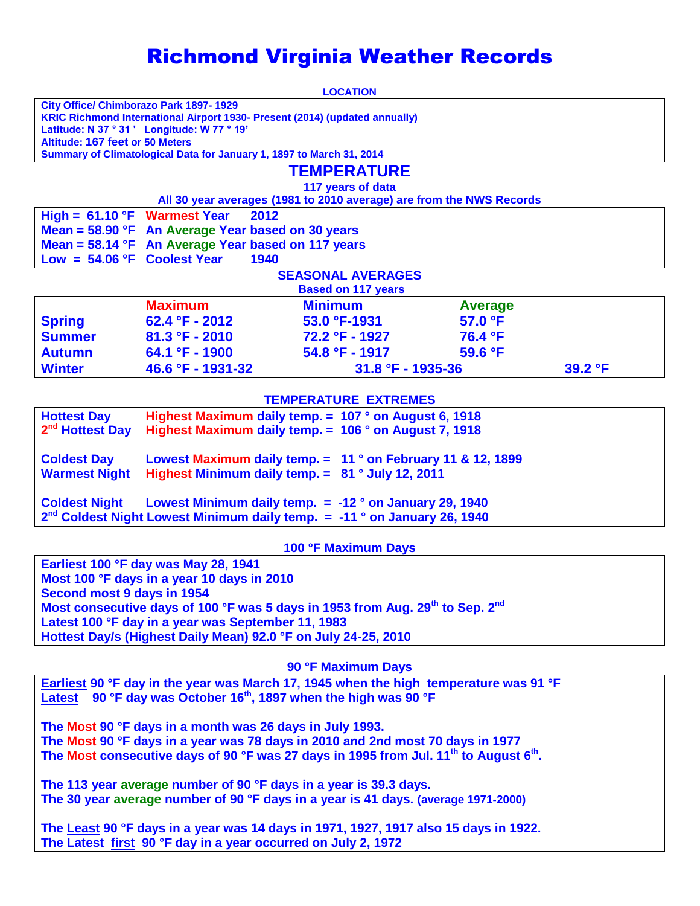# Richmond Virginia Weather Records

**LOCATION**

City Office/ Chimborazo Park 1897- 1929
KRIC Richmond International Airport 1930- Present (2014) (updated annually)
Latitude: N 37 ° 31 ' Longitude: W 77 ° 19'
Altitude: 167 feet or 50 Meters
Summary of Climatological Data for January 1, 1897 to March 31, 2014

## TEMPERATURE

**117 years of data**

**All 30 year averages (1981 to 2010 average) are from the NWS Records**

| | | |
|---|---|---|
| High = 61.10 °F | Warmest Year | 2012 |
| Mean = 58.90 °F | An Average Year based on 30 years | |
| Mean = 58.14 °F | An Average Year based on 117 years | |
| Low = 54.06 °F | Coolest Year | 1940 |

### SEASONAL AVERAGES

**Based on 117 years**

| | Maximum | Minimum | Average |
|---|---|---|---|
| Spring | 62.4 °F - 2012 | 53.0 °F-1931 | 57.0 °F |
| Summer | 81.3 °F - 2010 | 72.2 °F - 1927 | 76.4 °F |
| Autumn | 64.1 °F - 1900 | 54.8 °F - 1917 | 59.6 °F |
| Winter | 46.6 °F - 1931-32 | 31.8 °F - 1935-36 | 39.2 °F |

### TEMPERATURE EXTREMES

| | |
|---|---|
| Hottest Day | Highest Maximum daily temp. = 107 ° on August 6, 1918 |
| 2nd Hottest Day | Highest Maximum daily temp. = 106 ° on August 7, 1918 |
| Coldest Day | Lowest Maximum daily temp. = 11 ° on February 11 & 12, 1899 |
| Warmest Night | Highest Minimum daily temp. = 81 ° July 12, 2011 |
| Coldest Night | Lowest Minimum daily temp. = -12 ° on January 29, 1940 |
| 2nd Coldest Night | Lowest Minimum daily temp. = -11 ° on January 26, 1940 |

### 100 °F Maximum Days

Earliest 100 °F day was May 28, 1941
Most 100 °F days in a year 10 days in 2010
Second most 9 days in 1954
Most consecutive days of 100 °F was 5 days in 1953 from Aug. 29th to Sep. 2nd
Latest 100 °F day in a year was September 11, 1983
Hottest Day/s (Highest Daily Mean) 92.0 °F on July 24-25, 2010

### 90 °F Maximum Days

Earliest 90 °F day in the year was March 17, 1945 when the high temperature was 91 °F
Latest 90 °F day was October 16th, 1897 when the high was 90 °F

The Most 90 °F days in a month was 26 days in July 1993.
The Most 90 °F days in a year was 78 days in 2010 and 2nd most 70 days in 1977
The Most consecutive days of 90 °F was 27 days in 1995 from Jul. 11th to August 6th.

The 113 year average number of 90 °F days in a year is 39.3 days.
The 30 year average number of 90 °F days in a year is 41 days. (average 1971-2000)

The Least 90 °F days in a year was 14 days in 1971, 1927, 1917 also 15 days in 1922.
The Latest first 90 °F day in a year occurred on July 2, 1972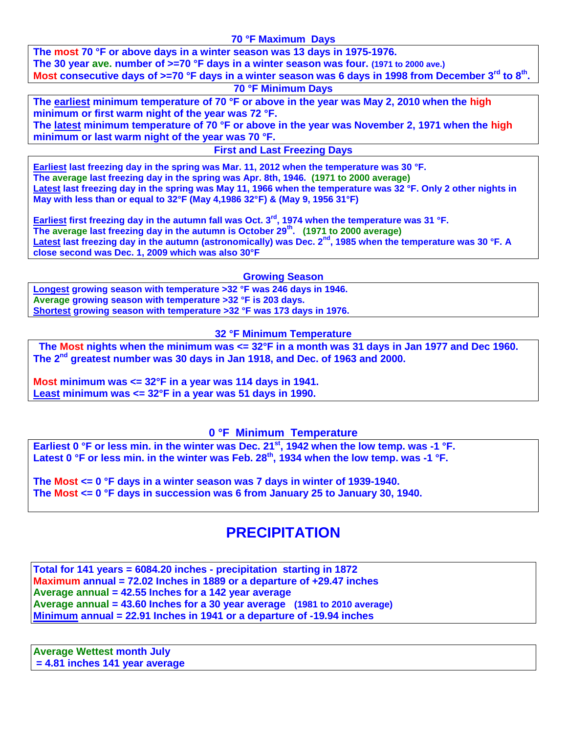## 70 °F Maximum Days

The **most** 70 °F or above days in a winter season was 13 days in 1975-1976.
The 30 year **ave.** number of >=70 °F days in a winter season was four. (1971 to 2000 ave.)
**Most** consecutive days of >=70 °F days in a winter season was 6 days in 1998 from December 3rd to 8th.

## 70 °F Minimum Days

The earliest minimum temperature of 70 °F or above in the year was May 2, 2010 when the **high** minimum or first warm night of the year was 72 °F.
The latest minimum temperature of 70 °F or above in the year was November 2, 1971 when the **high** minimum or last warm night of the year was 70 °F.

## First and Last Freezing Days

Earliest last freezing day in the spring was Mar. 11, 2012 when the temperature was 30 °F.
The **average** last freezing day in the spring was Apr. 8th, 1946. (1971 to 2000 average)
Latest last freezing day in the spring was May 11, 1966 when the temperature was 32 °F. Only 2 other nights in May with less than or equal to 32°F (May 4,1986 32°F) & (May 9, 1956 31°F)

Earliest first freezing day in the autumn fall was Oct. 3rd, 1974 when the temperature was 31 °F.
The **average** last freezing day in the autumn is October 29th. (1971 to 2000 average)
Latest last freezing day in the autumn (astronomically) was Dec. 2nd, 1985 when the temperature was 30 °F. A close second was Dec. 1, 2009 which was also 30°F

## Growing Season

Longest growing season with temperature >32 °F was 246 days in 1946.
**Average** growing season with temperature >32 °F is 203 days.
Shortest growing season with temperature >32 °F was 173 days in 1976.

## 32 °F Minimum Temperature

The **Most** nights when the minimum was <= 32°F in a month was 31 days in Jan 1977 and Dec 1960.
The 2nd greatest number was 30 days in Jan 1918, and Dec. of 1963 and 2000.

**Most** minimum was <= 32°F in a year was 114 days in 1941.
Least minimum was <= 32°F in a year was 51 days in 1990.

## 0 °F Minimum Temperature

Earliest 0 °F or less min. in the winter was Dec. 21st, 1942 when the low temp. was -1 °F.
Latest 0 °F or less min. in the winter was Feb. 28th, 1934 when the low temp. was -1 °F.

The **Most** <= 0 °F days in a winter season was 7 days in winter of 1939-1940.
The **Most** <= 0 °F days in succession was 6 from January 25 to January 30, 1940.

# PRECIPITATION

Total for 141 years = 6084.20 inches - precipitation starting in 1872
**Maximum** annual = 72.02 Inches in 1889 or a departure of +29.47 inches
**Average annual** = 42.55 Inches for a 142 year average
**Average annual** = 43.60 Inches for a 30 year average (1981 to 2010 average)
Minimum annual = 22.91 Inches in 1941 or a departure of -19.94 inches

**Average Wettest** month July
= 4.81 inches 141 year average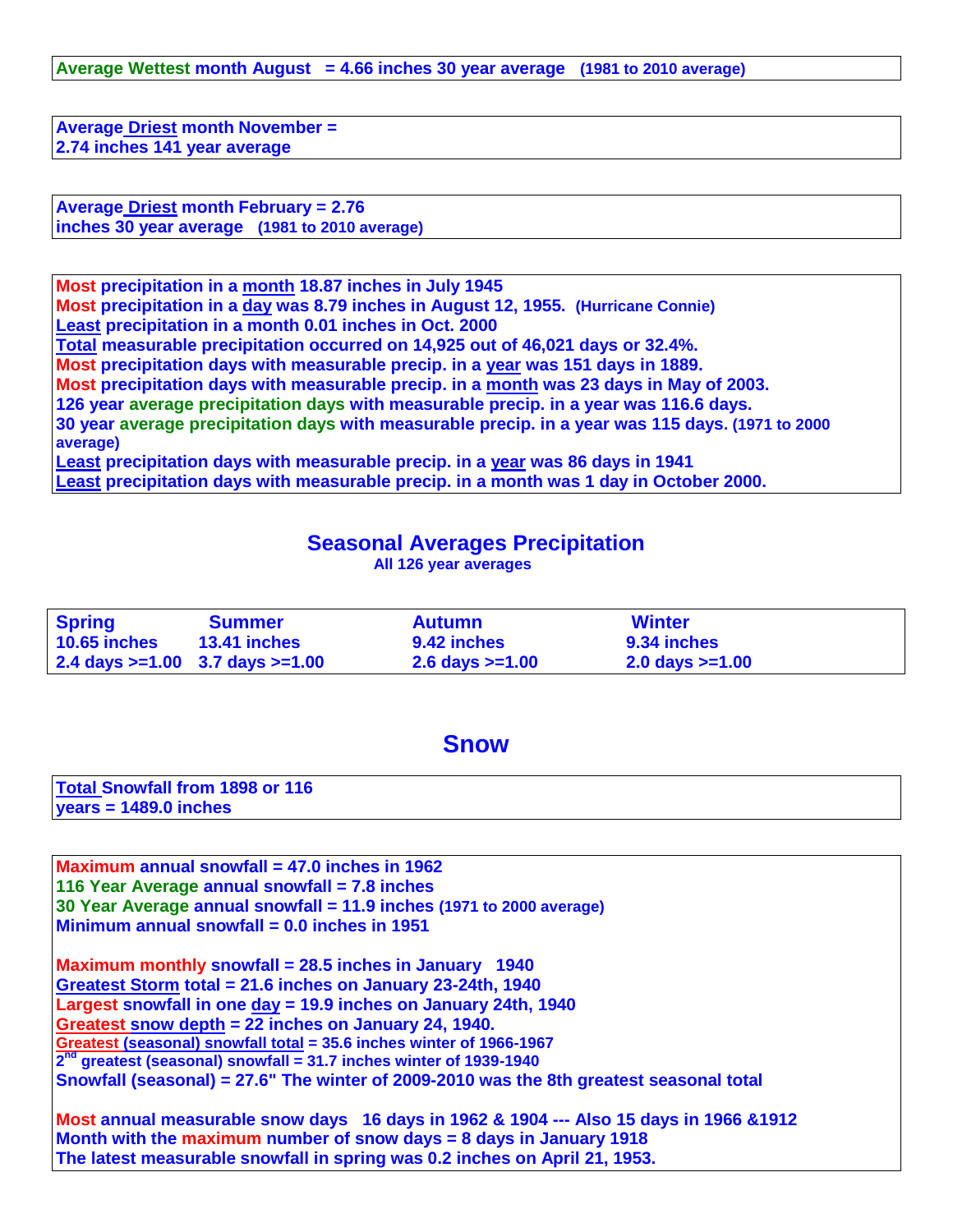**Average Wettest month August = 4.66 inches 30 year average** (1981 to 2010 average)

**Average Driest month November = 2.74 inches 141 year average**

**Average Driest month February = 2.76 inches 30 year average** (1981 to 2010 average)

**Most precipitation in a month 18.87 inches in July 1945**
**Most precipitation in a day was 8.79 inches in August 12, 1955.** (Hurricane Connie)
**Least precipitation in a month 0.01 inches in Oct. 2000**
**Total measurable precipitation occurred on 14,925 out of 46,021 days or 32.4%.**
**Most precipitation days with measurable precip. in a year was 151 days in 1889.**
**Most precipitation days with measurable precip. in a month was 23 days in May of 2003.**
**126 year average precipitation days with measurable precip. in a year was 116.6 days.**
**30 year average precipitation days with measurable precip. in a year was 115 days.** (1971 to 2000 average)
**Least precipitation days with measurable precip. in a year was 86 days in 1941**
**Least precipitation days with measurable precip. in a month was 1 day in October 2000.**

## Seasonal Averages Precipitation

All 126 year averages

| Spring | Summer | Autumn | Winter |
|---|---|---|---|
| 10.65 inches | 13.41 inches | 9.42 inches | 9.34 inches |
| 2.4 days >=1.00 | 3.7 days >=1.00 | 2.6 days >=1.00 | 2.0 days >=1.00 |

## Snow

**Total Snowfall from 1898 or 116 years = 1489.0 inches**

**Maximum annual snowfall = 47.0 inches in 1962**
**116 Year Average annual snowfall = 7.8 inches**
**30 Year Average annual snowfall = 11.9 inches** (1971 to 2000 average)
**Minimum annual snowfall = 0.0 inches in 1951**

**Maximum monthly snowfall = 28.5 inches in January 1940**
**Greatest Storm total = 21.6 inches on January 23-24th, 1940**
**Largest snowfall in one day = 19.9 inches on January 24th, 1940**
**Greatest snow depth = 22 inches on January 24, 1940.**
**Greatest (seasonal) snowfall total = 35.6 inches winter of 1966-1967**
**2nd greatest (seasonal) snowfall = 31.7 inches winter of 1939-1940**
**Snowfall (seasonal) = 27.6" The winter of 2009-2010 was the 8th greatest seasonal total**

**Most annual measurable snow days 16 days in 1962 & 1904 --- Also 15 days in 1966 &1912**
**Month with the maximum number of snow days = 8 days in January 1918**
**The latest measurable snowfall in spring was 0.2 inches on April 21, 1953.**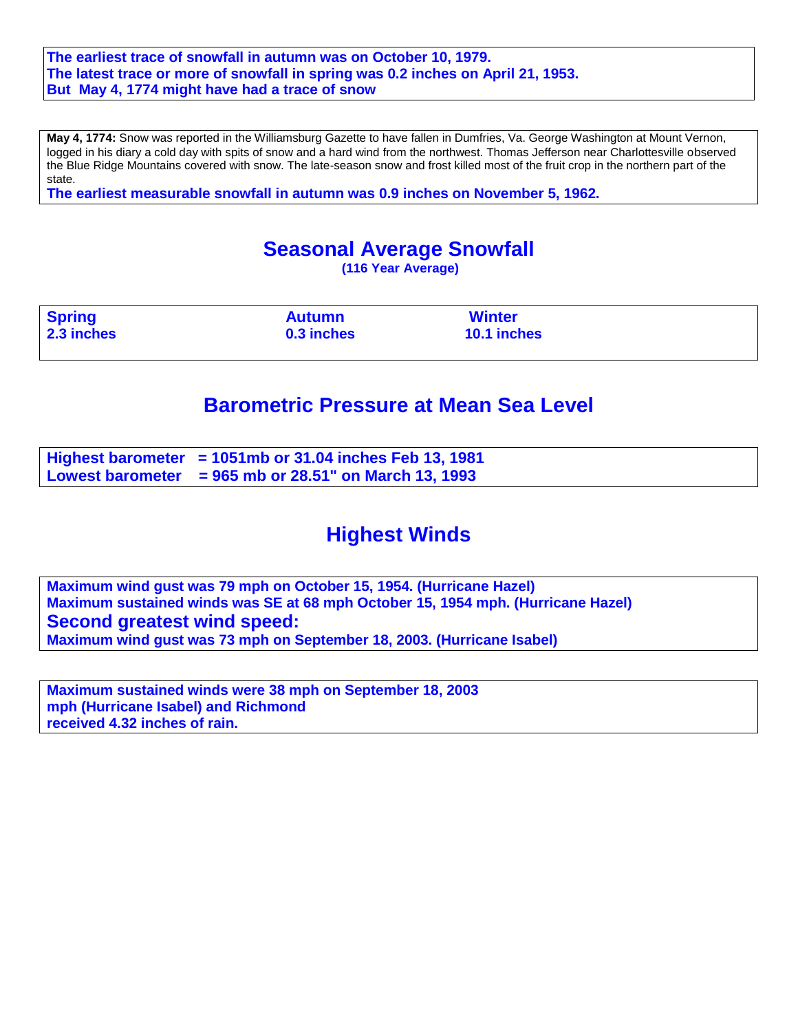**The earliest trace of snowfall in autumn was on October 10, 1979.**
**The latest trace or more of snowfall in spring was 0.2 inches on April 21, 1953.**
**But May 4, 1774 might have had a trace of snow**

**May 4, 1774:** Snow was reported in the Williamsburg Gazette to have fallen in Dumfries, Va. George Washington at Mount Vernon, logged in his diary a cold day with spits of snow and a hard wind from the northwest. Thomas Jefferson near Charlottesville observed the Blue Ridge Mountains covered with snow. The late-season snow and frost killed most of the fruit crop in the northern part of the state.

**The earliest measurable snowfall in autumn was 0.9 inches on November 5, 1962.**

## Seasonal Average Snowfall

**(116 Year Average)**

| Spring | Autumn | Winter |
|---|---|---|
| 2.3 inches | 0.3 inches | 10.1 inches |

## Barometric Pressure at Mean Sea Level

**Highest barometer = 1051mb or 31.04 inches Feb 13, 1981**
**Lowest barometer = 965 mb or 28.51" on March 13, 1993**

## Highest Winds

**Maximum wind gust was 79 mph on October 15, 1954. (Hurricane Hazel)**
**Maximum sustained winds was SE at 68 mph October 15, 1954 mph. (Hurricane Hazel)**

### Second greatest wind speed:

**Maximum wind gust was 73 mph on September 18, 2003. (Hurricane Isabel)**

**Maximum sustained winds were 38 mph on September 18, 2003 mph (Hurricane Isabel) and Richmond received 4.32 inches of rain.**